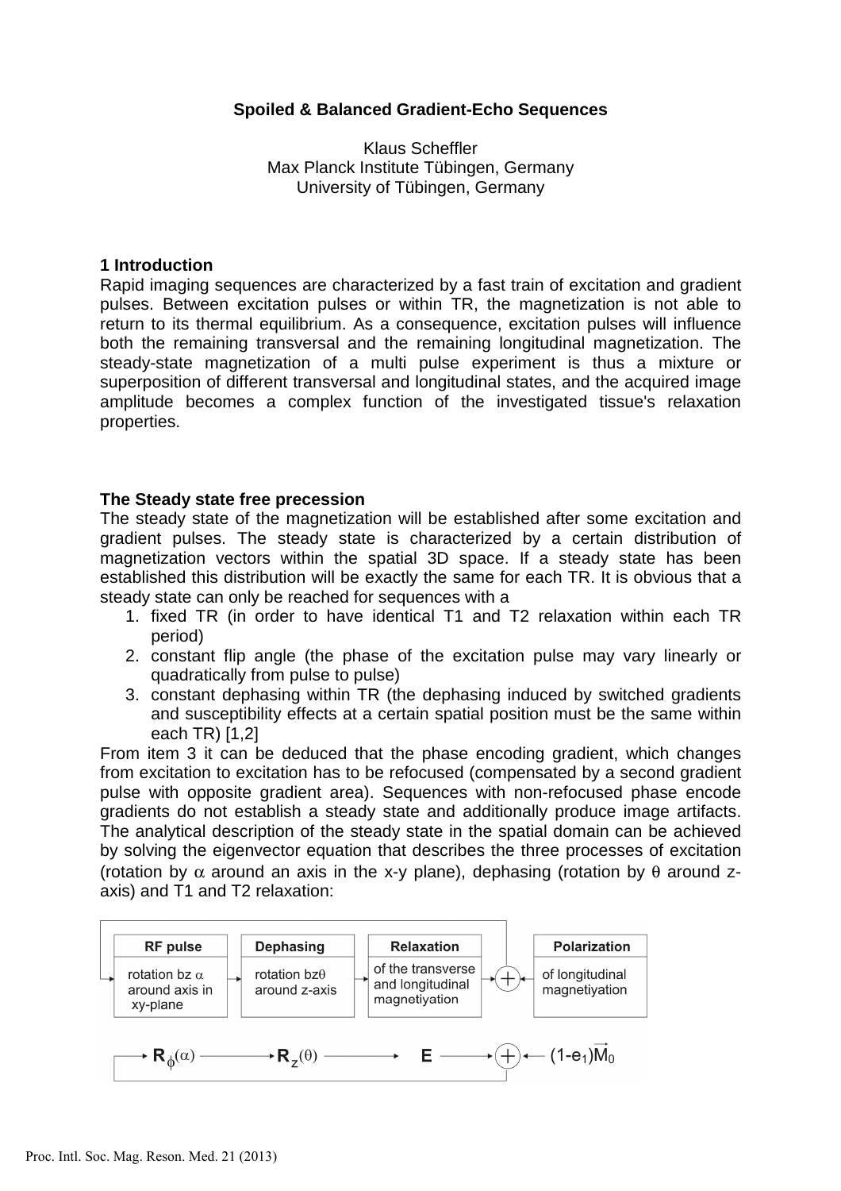**Spoiled & Balanced Gradient-Echo Sequences**

Klaus Scheffler
Max Planck Institute Tübingen, Germany
University of Tübingen, Germany

## 1 Introduction

Rapid imaging sequences are characterized by a fast train of excitation and gradient pulses. Between excitation pulses or within TR, the magnetization is not able to return to its thermal equilibrium. As a consequence, excitation pulses will influence both the remaining transversal and the remaining longitudinal magnetization. The steady-state magnetization of a multi pulse experiment is thus a mixture or superposition of different transversal and longitudinal states, and the acquired image amplitude becomes a complex function of the investigated tissue's relaxation properties.

## The Steady state free precession

The steady state of the magnetization will be established after some excitation and gradient pulses. The steady state is characterized by a certain distribution of magnetization vectors within the spatial 3D space. If a steady state has been established this distribution will be exactly the same for each TR. It is obvious that a steady state can only be reached for sequences with a

1. fixed TR (in order to have identical T1 and T2 relaxation within each TR period)
2. constant flip angle (the phase of the excitation pulse may vary linearly or quadratically from pulse to pulse)
3. constant dephasing within TR (the dephasing induced by switched gradients and susceptibility effects at a certain spatial position must be the same within each TR) [1,2]

From item 3 it can be deduced that the phase encoding gradient, which changes from excitation to excitation has to be refocused (compensated by a second gradient pulse with opposite gradient area). Sequences with non-refocused phase encode gradients do not establish a steady state and additionally produce image artifacts. The analytical description of the steady state in the spatial domain can be achieved by solving the eigenvector equation that describes the three processes of excitation (rotation by $\alpha$ around an axis in the x-y plane), dephasing (rotation by $\theta$ around z-axis) and T1 and T2 relaxation:

| RF pulse | Dephasing | Relaxation | | Polarization |
|---|---|---|---|---|
| rotation bz $\alpha$ around axis in xy-plane | rotation bz$\theta$ around z-axis | of the transverse and longitudinal magnetiyation | + | of longitudinal magnetiyation |

$$\mathbf{R}_\phi(\alpha) \rightarrow \mathbf{R}_z(\theta) \rightarrow \mathbf{E} \rightarrow \oplus \leftarrow (1-e_1)\vec{M}_0$$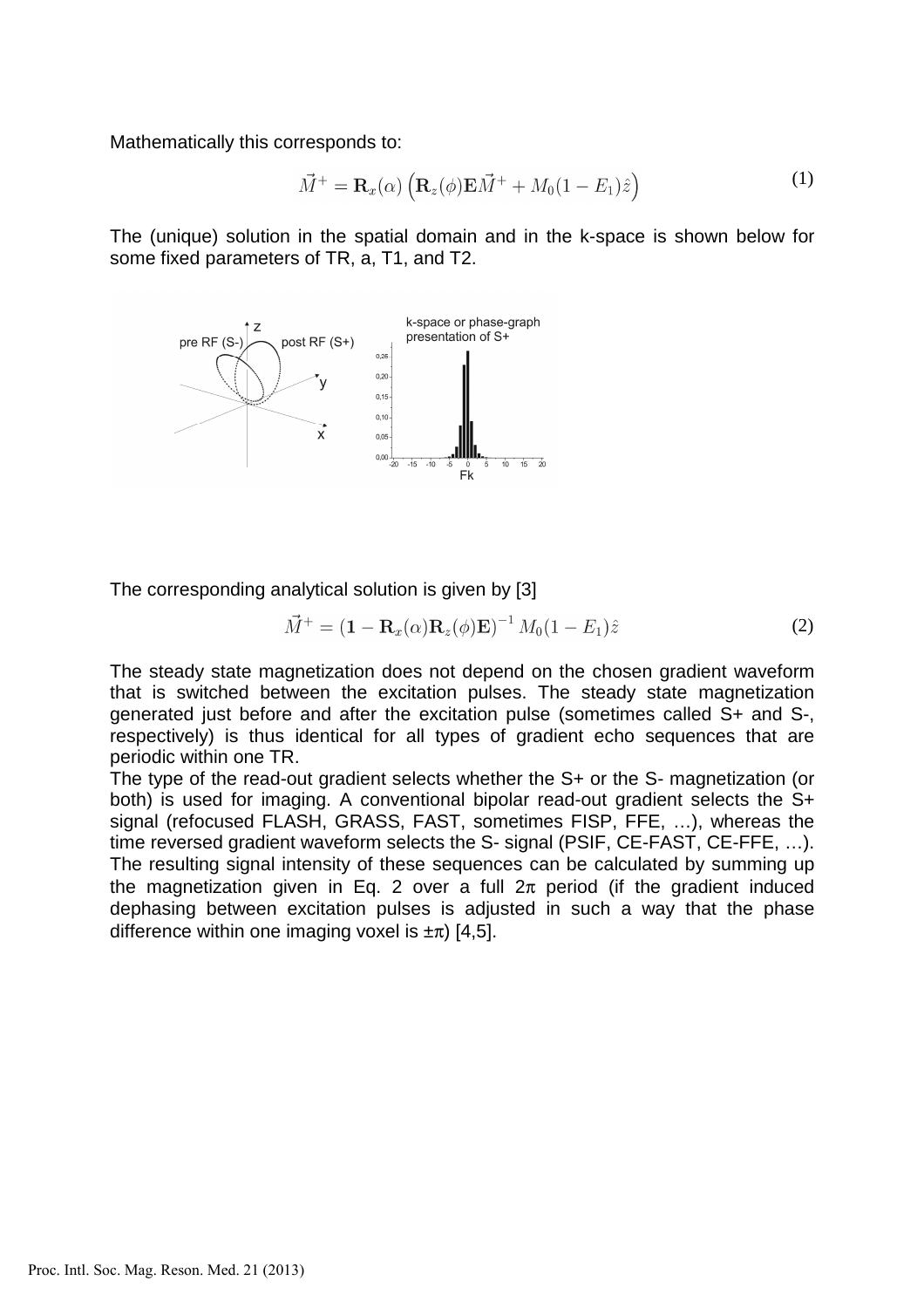Mathematically this corresponds to:

$$\vec{M}^{+} = \mathbf{R}_x(\alpha)\left(\mathbf{R}_z(\phi)\mathbf{E}\vec{M}^{+} + M_0(1-E_1)\hat{z}\right) \tag{1}$$

The (unique) solution in the spatial domain and in the k-space is shown below for some fixed parameters of TR, a, T1, and T2.

The corresponding analytical solution is given by [3]

$$\vec{M}^{+} = \left(\mathbf{1} - \mathbf{R}_x(\alpha)\mathbf{R}_z(\phi)\mathbf{E}\right)^{-1} M_0(1-E_1)\hat{z} \tag{2}$$

The steady state magnetization does not depend on the chosen gradient waveform that is switched between the excitation pulses. The steady state magnetization generated just before and after the excitation pulse (sometimes called S+ and S-, respectively) is thus identical for all types of gradient echo sequences that are periodic within one TR.

The type of the read-out gradient selects whether the S+ or the S- magnetization (or both) is used for imaging. A conventional bipolar read-out gradient selects the S+ signal (refocused FLASH, GRASS, FAST, sometimes FISP, FFE, …), whereas the time reversed gradient waveform selects the S- signal (PSIF, CE-FAST, CE-FFE, …). The resulting signal intensity of these sequences can be calculated by summing up the magnetization given in Eq. 2 over a full $2\pi$ period (if the gradient induced dephasing between excitation pulses is adjusted in such a way that the phase difference within one imaging voxel is $\pm\pi$) [4,5].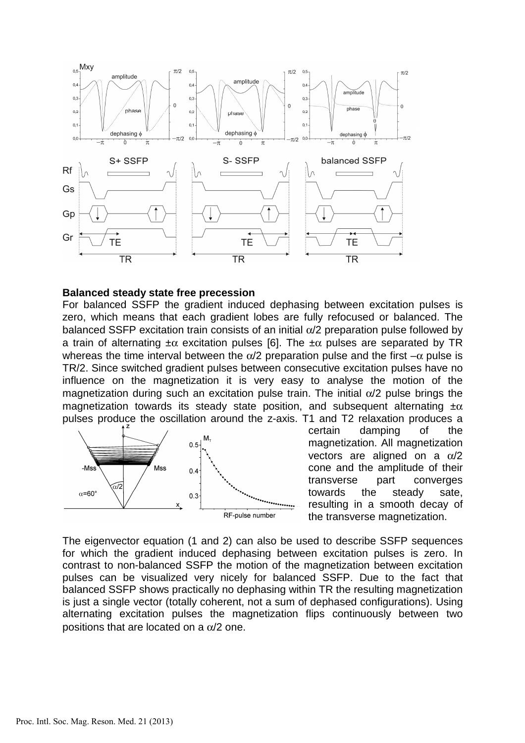## Balanced steady state free precession

For balanced SSFP the gradient induced dephasing between excitation pulses is zero, which means that each gradient lobes are fully refocused or balanced. The balanced SSFP excitation train consists of an initial $\alpha/2$ preparation pulse followed by a train of alternating $\pm\alpha$ excitation pulses [6]. The $\pm\alpha$ pulses are separated by TR whereas the time interval between the $\alpha/2$ preparation pulse and the first $-\alpha$ pulse is TR/2. Since switched gradient pulses between consecutive excitation pulses have no influence on the magnetization it is very easy to analyse the motion of the magnetization during such an excitation pulse train. The initial $\alpha/2$ pulse brings the magnetization towards its steady state position, and subsequent alternating $\pm\alpha$ pulses produce the oscillation around the z-axis. T1 and T2 relaxation produces a certain damping of the magnetization. All magnetization vectors are aligned on a $\alpha/2$ cone and the amplitude of their transverse part converges towards the steady sate, resulting in a smooth decay of the transverse magnetization.

The eigenvector equation (1 and 2) can also be used to describe SSFP sequences for which the gradient induced dephasing between excitation pulses is zero. In contrast to non-balanced SSFP the motion of the magnetization between excitation pulses can be visualized very nicely for balanced SSFP. Due to the fact that balanced SSFP shows practically no dephasing within TR the resulting magnetization is just a single vector (totally coherent, not a sum of dephased configurations). Using alternating excitation pulses the magnetization flips continuously between two positions that are located on a $\alpha/2$ one.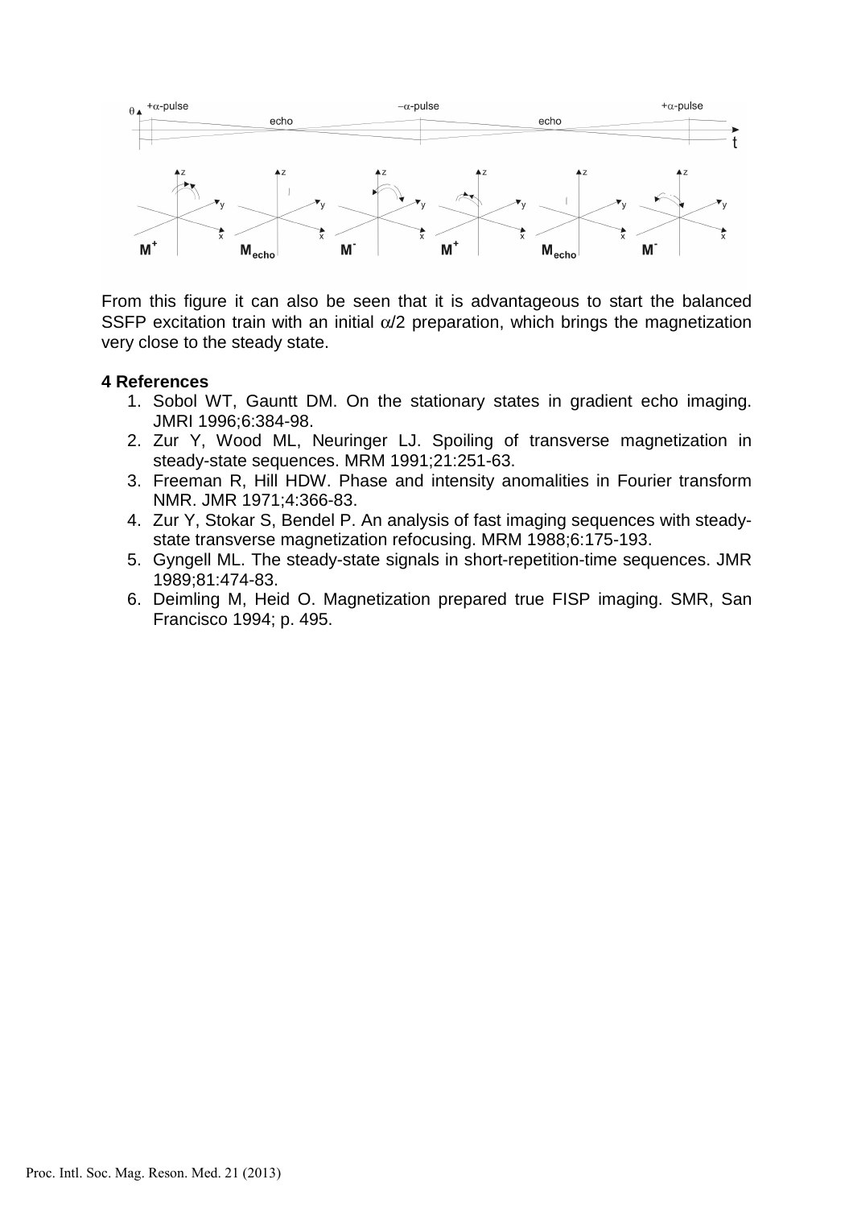$\theta$ $+\alpha$-pulse

echo

$-\alpha$-pulse

echo

$+\alpha$-pulse

t

$M^+$

$M_{echo}$

$M^-$

$M^+$

$M_{echo}$

$M^-$

From this figure it can also be seen that it is advantageous to start the balanced SSFP excitation train with an initial $\alpha/2$ preparation, which brings the magnetization very close to the steady state.

## 4 References

1. Sobol WT, Gauntt DM. On the stationary states in gradient echo imaging. JMRI 1996;6:384-98.
2. Zur Y, Wood ML, Neuringer LJ. Spoiling of transverse magnetization in steady-state sequences. MRM 1991;21:251-63.
3. Freeman R, Hill HDW. Phase and intensity anomalities in Fourier transform NMR. JMR 1971;4:366-83.
4. Zur Y, Stokar S, Bendel P. An analysis of fast imaging sequences with steady-state transverse magnetization refocusing. MRM 1988;6:175-193.
5. Gyngell ML. The steady-state signals in short-repetition-time sequences. JMR 1989;81:474-83.
6. Deimling M, Heid O. Magnetization prepared true FISP imaging. SMR, San Francisco 1994; p. 495.